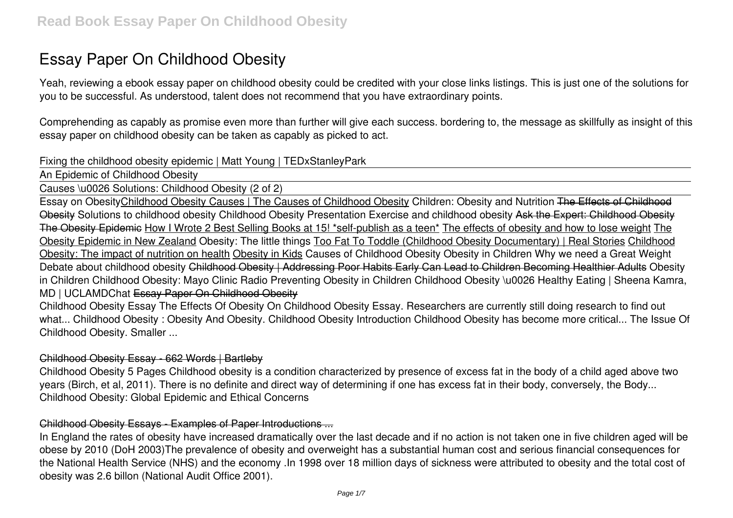# Essay Paper On Childhood Obesity

Yeah, reviewing a ebook essay paper on childhood obesity could be credited with your close links listings. This is just one of the solutions for you to be successful. As understood, talent does not recommend that you have extraordinary points.

Comprehending as capably as promise even more than further will give each success. bordering to, the message as skillfully as insight of this essay paper on childhood obesity can be taken as capably as picked to act.

Fixing the childhood obesity epidemic | Matt Young | TEDxStanleyPark

An Epidemic of Childhood Obesity

Causes \u0026 Solutions: Childhood Obesity (2 of 2)

Essay on Obesity Childhood Obesity Causes | The Causes of Childhood Obesity Children: Obesity and Nutrition The Effects of Childhood Obesity Solutions to childhood obesity Childhood Obesity Presentation Exercise and childhood obesity Ask the Expert: Childhood Obesity The Obesity Epidemic How I Wrote 2 Best Selling Books at 15! *self-publish as a teen* The effects of obesity and how to lose weight The Obesity Epidemic in New Zealand Obesity: The little things Too Fat To Toddle (Childhood Obesity Documentary) | Real Stories Childhood Obesity: The impact of nutrition on health Obesity in Kids Causes of Childhood Obesity Obesity in Children Why we need a Great Weight Debate about childhood obesity Childhood Obesity | Addressing Poor Habits Early Can Lead to Children Becoming Healthier Adults Obesity in Children Childhood Obesity: Mayo Clinic Radio Preventing Obesity in Children Childhood Obesity \u0026 Healthy Eating | Sheena Kamra, MD | UCLAMDChat Essay Paper On Childhood Obesity

Childhood Obesity Essay The Effects Of Obesity On Childhood Obesity Essay. Researchers are currently still doing research to find out what... Childhood Obesity : Obesity And Obesity. Childhood Obesity Introduction Childhood Obesity has become more critical... The Issue Of Childhood Obesity. Smaller ...

### Childhood Obesity Essay - 662 Words | Bartleby

Childhood Obesity 5 Pages Childhood obesity is a condition characterized by presence of excess fat in the body of a child aged above two years (Birch, et al, 2011). There is no definite and direct way of determining if one has excess fat in their body, conversely, the Body... Childhood Obesity: Global Epidemic and Ethical Concerns

### Childhood Obesity Essays - Examples of Paper Introductions ...

In England the rates of obesity have increased dramatically over the last decade and if no action is not taken one in five children aged will be obese by 2010 (DoH 2003)The prevalence of obesity and overweight has a substantial human cost and serious financial consequences for the National Health Service (NHS) and the economy .In 1998 over 18 million days of sickness were attributed to obesity and the total cost of obesity was 2.6 billon (National Audit Office 2001).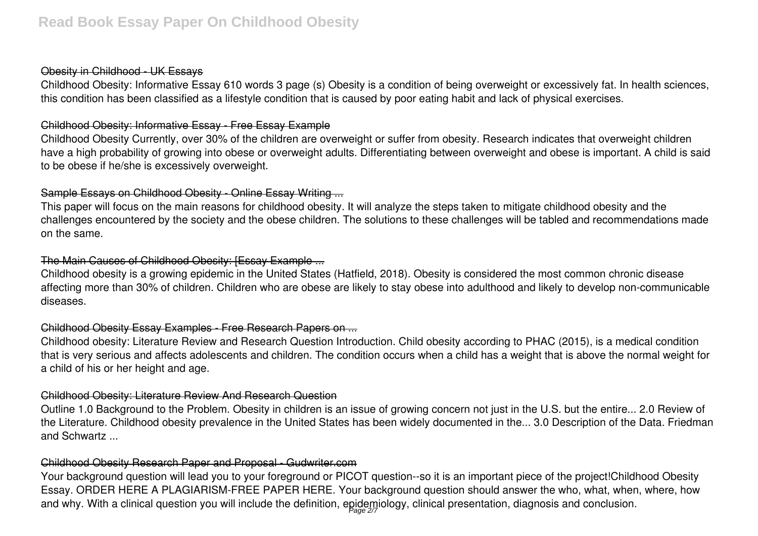### Obesity in Childhood - UK Essays

Childhood Obesity: Informative Essay 610 words 3 page (s) Obesity is a condition of being overweight or excessively fat. In health sciences, this condition has been classified as a lifestyle condition that is caused by poor eating habit and lack of physical exercises.

### Childhood Obesity: Informative Essay - Free Essay Example

Childhood Obesity Currently, over 30% of the children are overweight or suffer from obesity. Research indicates that overweight children have a high probability of growing into obese or overweight adults. Differentiating between overweight and obese is important. A child is said to be obese if he/she is excessively overweight.

### Sample Essays on Childhood Obesity - Online Essay Writing ...

This paper will focus on the main reasons for childhood obesity. It will analyze the steps taken to mitigate childhood obesity and the challenges encountered by the society and the obese children. The solutions to these challenges will be tabled and recommendations made on the same.

### The Main Causes of Childhood Obesity: [Essay Example ...

Childhood obesity is a growing epidemic in the United States (Hatfield, 2018). Obesity is considered the most common chronic disease affecting more than 30% of children. Children who are obese are likely to stay obese into adulthood and likely to develop non-communicable diseases.

### Childhood Obesity Essay Examples - Free Research Papers on ...

Childhood obesity: Literature Review and Research Question Introduction. Child obesity according to PHAC (2015), is a medical condition that is very serious and affects adolescents and children. The condition occurs when a child has a weight that is above the normal weight for a child of his or her height and age.

### Childhood Obesity: Literature Review And Research Question

Outline 1.0 Background to the Problem. Obesity in children is an issue of growing concern not just in the U.S. but the entire... 2.0 Review of the Literature. Childhood obesity prevalence in the United States has been widely documented in the... 3.0 Description of the Data. Friedman and Schwartz ...

### Childhood Obesity Research Paper and Proposal - Gudwriter.com

Your background question will lead you to your foreground or PICOT question--so it is an important piece of the project!Childhood Obesity Essay. ORDER HERE A PLAGIARISM-FREE PAPER HERE. Your background question should answer the who, what, when, where, how and why. With a clinical question you will include the definition, epidemiology, clinical presentation, diagnosis and conclusion.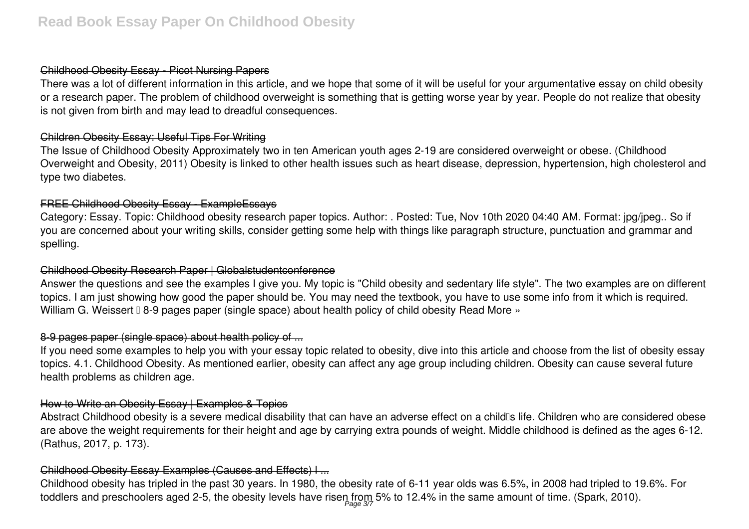### Childhood Obesity Essay - Picot Nursing Papers

There was a lot of different information in this article, and we hope that some of it will be useful for your argumentative essay on child obesity or a research paper. The problem of childhood overweight is something that is getting worse year by year. People do not realize that obesity is not given from birth and may lead to dreadful consequences.

### Children Obesity Essay: Useful Tips For Writing

The Issue of Childhood Obesity Approximately two in ten American youth ages 2-19 are considered overweight or obese. (Childhood Overweight and Obesity, 2011) Obesity is linked to other health issues such as heart disease, depression, hypertension, high cholesterol and type two diabetes.

### FREE Childhood Obesity Essay - ExampleEssays

Category: Essay. Topic: Childhood obesity research paper topics. Author: . Posted: Tue, Nov 10th 2020 04:40 AM. Format: jpg/jpeg.. So if you are concerned about your writing skills, consider getting some help with things like paragraph structure, punctuation and grammar and spelling.

### Childhood Obesity Research Paper | Globalstudentconference

Answer the questions and see the examples I give you. My topic is "Child obesity and sedentary life style". The two examples are on different topics. I am just showing how good the paper should be. You may need the textbook, you have to use some info from it which is required. William G. Weissert – 8-9 pages paper (single space) about health policy of child obesity Read More »

### 8-9 pages paper (single space) about health policy of ...

If you need some examples to help you with your essay topic related to obesity, dive into this article and choose from the list of obesity essay topics. 4.1. Childhood Obesity. As mentioned earlier, obesity can affect any age group including children. Obesity can cause several future health problems as children age.

### How to Write an Obesity Essay | Examples & Topics

Abstract Childhood obesity is a severe medical disability that can have an adverse effect on a child's life. Children who are considered obese are above the weight requirements for their height and age by carrying extra pounds of weight. Middle childhood is defined as the ages 6-12. (Rathus, 2017, p. 173).

### Childhood Obesity Essay Examples (Causes and Effects) | ...

Childhood obesity has tripled in the past 30 years. In 1980, the obesity rate of 6-11 year olds was 6.5%, in 2008 had tripled to 19.6%. For toddlers and preschoolers aged 2-5, the obesity levels have risen from 5% to 12.4% in the same amount of time. (Spark, 2010).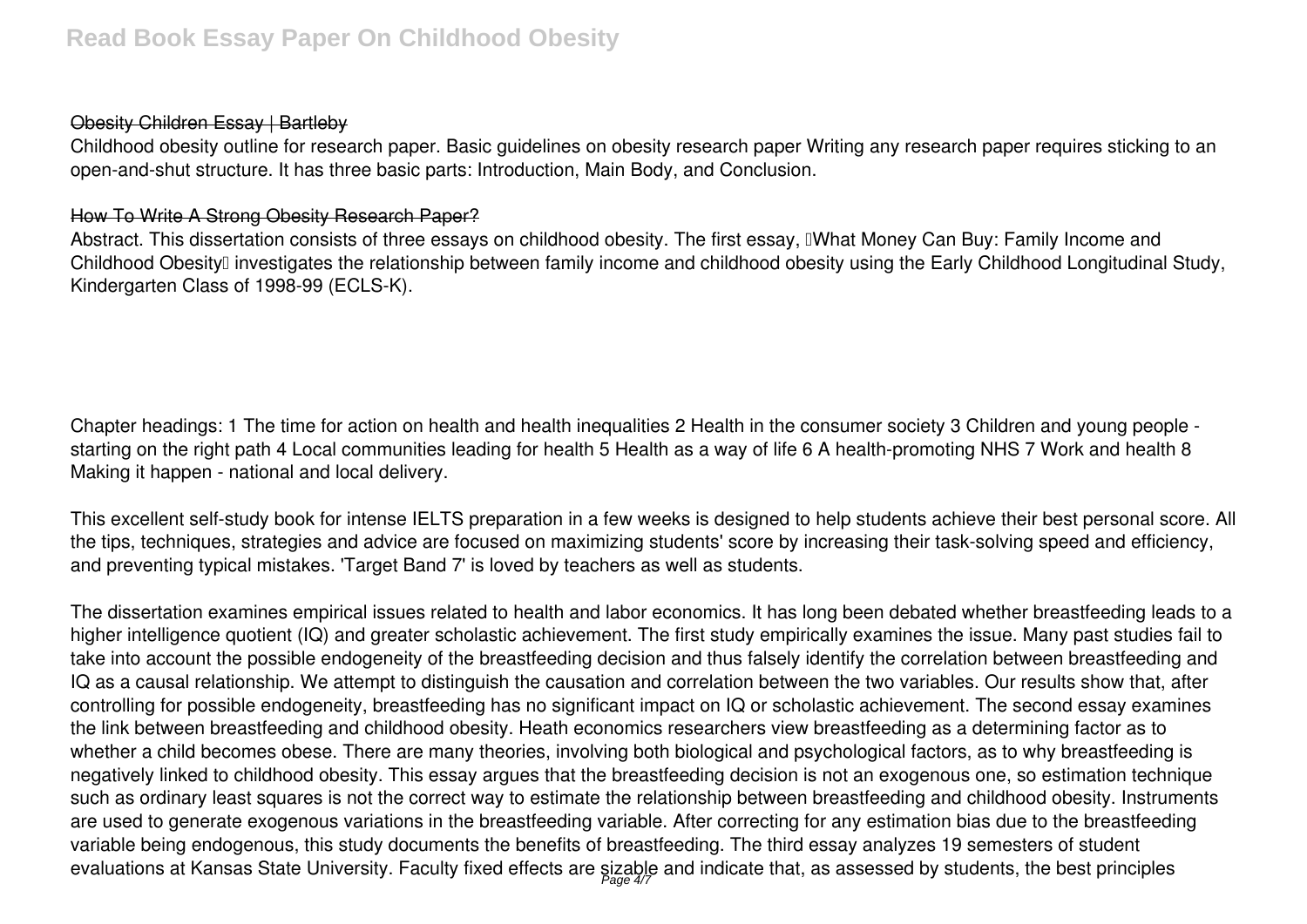### Obesity Children Essay | Bartleby

Childhood obesity outline for research paper. Basic guidelines on obesity research paper Writing any research paper requires sticking to an open-and-shut structure. It has three basic parts: Introduction, Main Body, and Conclusion.

### How To Write A Strong Obesity Research Paper?

Abstract. This dissertation consists of three essays on childhood obesity. The first essay, "What Money Can Buy: Family Income and Childhood Obesity" investigates the relationship between family income and childhood obesity using the Early Childhood Longitudinal Study, Kindergarten Class of 1998-99 (ECLS-K).

Chapter headings: 1 The time for action on health and health inequalities 2 Health in the consumer society 3 Children and young people - starting on the right path 4 Local communities leading for health 5 Health as a way of life 6 A health-promoting NHS 7 Work and health 8 Making it happen - national and local delivery.

This excellent self-study book for intense IELTS preparation in a few weeks is designed to help students achieve their best personal score. All the tips, techniques, strategies and advice are focused on maximizing students' score by increasing their task-solving speed and efficiency, and preventing typical mistakes. 'Target Band 7' is loved by teachers as well as students.

The dissertation examines empirical issues related to health and labor economics. It has long been debated whether breastfeeding leads to a higher intelligence quotient (IQ) and greater scholastic achievement. The first study empirically examines the issue. Many past studies fail to take into account the possible endogeneity of the breastfeeding decision and thus falsely identify the correlation between breastfeeding and IQ as a causal relationship. We attempt to distinguish the causation and correlation between the two variables. Our results show that, after controlling for possible endogeneity, breastfeeding has no significant impact on IQ or scholastic achievement. The second essay examines the link between breastfeeding and childhood obesity. Heath economics researchers view breastfeeding as a determining factor as to whether a child becomes obese. There are many theories, involving both biological and psychological factors, as to why breastfeeding is negatively linked to childhood obesity. This essay argues that the breastfeeding decision is not an exogenous one, so estimation technique such as ordinary least squares is not the correct way to estimate the relationship between breastfeeding and childhood obesity. Instruments are used to generate exogenous variations in the breastfeeding variable. After correcting for any estimation bias due to the breastfeeding variable being endogenous, this study documents the benefits of breastfeeding. The third essay analyzes 19 semesters of student evaluations at Kansas State University. Faculty fixed effects are sizable and indicate that, as assessed by students, the best principles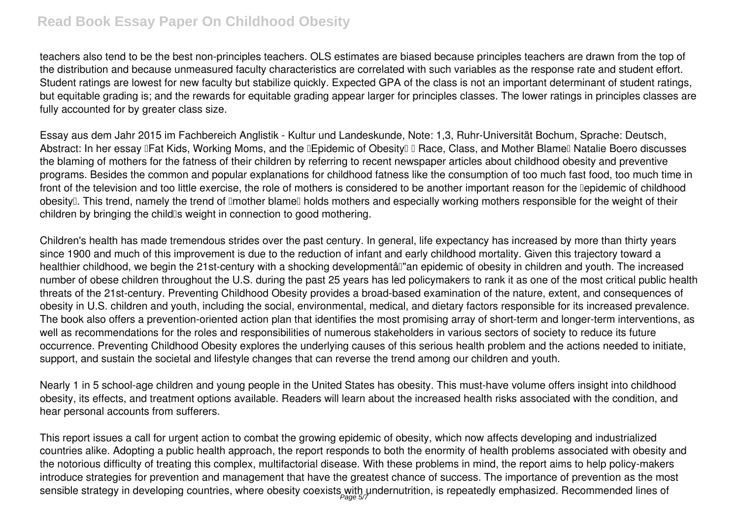teachers also tend to be the best non-principles teachers. OLS estimates are biased because principles teachers are drawn from the top of the distribution and because unmeasured faculty characteristics are correlated with such variables as the response rate and student effort. Student ratings are lowest for new faculty but stabilize quickly. Expected GPA of the class is not an important determinant of student ratings, but equitable grading is; and the rewards for equitable grading appear larger for principles classes. The lower ratings in principles classes are fully accounted for by greater class size.

Essay aus dem Jahr 2015 im Fachbereich Anglistik - Kultur und Landeskunde, Note: 1,3, Ruhr-Universität Bochum, Sprache: Deutsch, Abstract: In her essay "Fat Kids, Working Moms, and the "Epidemic of Obesity" – Race, Class, and Mother Blame" Natalie Boero discusses the blaming of mothers for the fatness of their children by referring to recent newspaper articles about childhood obesity and preventive programs. Besides the common and popular explanations for childhood fatness like the consumption of too much fast food, too much time in front of the television and too little exercise, the role of mothers is considered to be another important reason for the "epidemic of childhood obesity". This trend, namely the trend of "mother blame" holds mothers and especially working mothers responsible for the weight of their children by bringing the child's weight in connection to good mothering.

Children's health has made tremendous strides over the past century. In general, life expectancy has increased by more than thirty years since 1900 and much of this improvement is due to the reduction of infant and early childhood mortality. Given this trajectory toward a healthier childhood, we begin the 21st-century with a shocking developmentâ€"an epidemic of obesity in children and youth. The increased number of obese children throughout the U.S. during the past 25 years has led policymakers to rank it as one of the most critical public health threats of the 21st-century. Preventing Childhood Obesity provides a broad-based examination of the nature, extent, and consequences of obesity in U.S. children and youth, including the social, environmental, medical, and dietary factors responsible for its increased prevalence. The book also offers a prevention-oriented action plan that identifies the most promising array of short-term and longer-term interventions, as well as recommendations for the roles and responsibilities of numerous stakeholders in various sectors of society to reduce its future occurrence. Preventing Childhood Obesity explores the underlying causes of this serious health problem and the actions needed to initiate, support, and sustain the societal and lifestyle changes that can reverse the trend among our children and youth.

Nearly 1 in 5 school-age children and young people in the United States has obesity. This must-have volume offers insight into childhood obesity, its effects, and treatment options available. Readers will learn about the increased health risks associated with the condition, and hear personal accounts from sufferers.

This report issues a call for urgent action to combat the growing epidemic of obesity, which now affects developing and industrialized countries alike. Adopting a public health approach, the report responds to both the enormity of health problems associated with obesity and the notorious difficulty of treating this complex, multifactorial disease. With these problems in mind, the report aims to help policy-makers introduce strategies for prevention and management that have the greatest chance of success. The importance of prevention as the most sensible strategy in developing countries, where obesity coexists with undernutrition, is repeatedly emphasized. Recommended lines of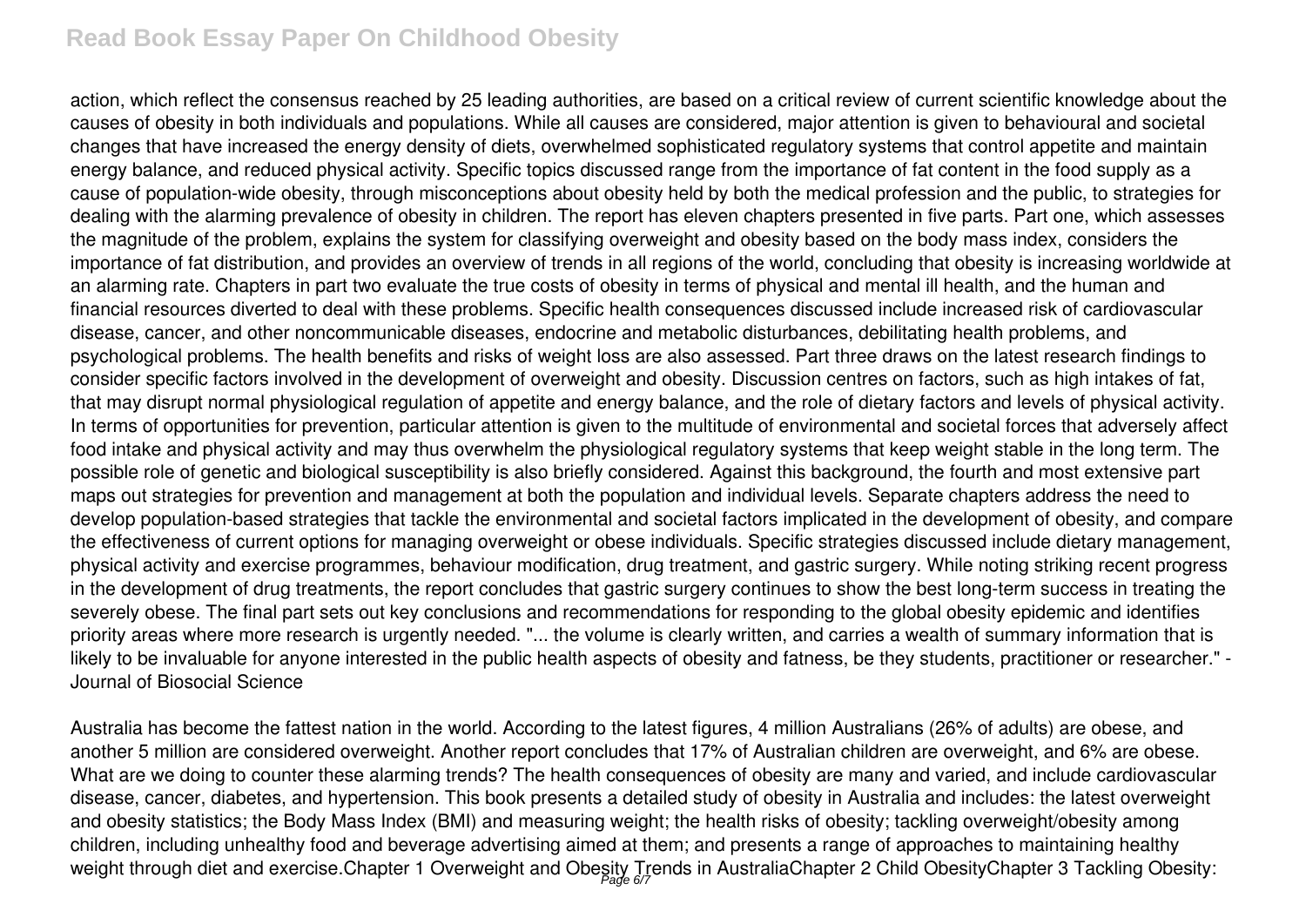action, which reflect the consensus reached by 25 leading authorities, are based on a critical review of current scientific knowledge about the causes of obesity in both individuals and populations. While all causes are considered, major attention is given to behavioural and societal changes that have increased the energy density of diets, overwhelmed sophisticated regulatory systems that control appetite and maintain energy balance, and reduced physical activity. Specific topics discussed range from the importance of fat content in the food supply as a cause of population-wide obesity, through misconceptions about obesity held by both the medical profession and the public, to strategies for dealing with the alarming prevalence of obesity in children. The report has eleven chapters presented in five parts. Part one, which assesses the magnitude of the problem, explains the system for classifying overweight and obesity based on the body mass index, considers the importance of fat distribution, and provides an overview of trends in all regions of the world, concluding that obesity is increasing worldwide at an alarming rate. Chapters in part two evaluate the true costs of obesity in terms of physical and mental ill health, and the human and financial resources diverted to deal with these problems. Specific health consequences discussed include increased risk of cardiovascular disease, cancer, and other noncommunicable diseases, endocrine and metabolic disturbances, debilitating health problems, and psychological problems. The health benefits and risks of weight loss are also assessed. Part three draws on the latest research findings to consider specific factors involved in the development of overweight and obesity. Discussion centres on factors, such as high intakes of fat, that may disrupt normal physiological regulation of appetite and energy balance, and the role of dietary factors and levels of physical activity. In terms of opportunities for prevention, particular attention is given to the multitude of environmental and societal forces that adversely affect food intake and physical activity and may thus overwhelm the physiological regulatory systems that keep weight stable in the long term. The possible role of genetic and biological susceptibility is also briefly considered. Against this background, the fourth and most extensive part maps out strategies for prevention and management at both the population and individual levels. Separate chapters address the need to develop population-based strategies that tackle the environmental and societal factors implicated in the development of obesity, and compare the effectiveness of current options for managing overweight or obese individuals. Specific strategies discussed include dietary management, physical activity and exercise programmes, behaviour modification, drug treatment, and gastric surgery. While noting striking recent progress in the development of drug treatments, the report concludes that gastric surgery continues to show the best long-term success in treating the severely obese. The final part sets out key conclusions and recommendations for responding to the global obesity epidemic and identifies priority areas where more research is urgently needed. "... the volume is clearly written, and carries a wealth of summary information that is likely to be invaluable for anyone interested in the public health aspects of obesity and fatness, be they students, practitioner or researcher." - Journal of Biosocial Science

Australia has become the fattest nation in the world. According to the latest figures, 4 million Australians (26% of adults) are obese, and another 5 million are considered overweight. Another report concludes that 17% of Australian children are overweight, and 6% are obese. What are we doing to counter these alarming trends? The health consequences of obesity are many and varied, and include cardiovascular disease, cancer, diabetes, and hypertension. This book presents a detailed study of obesity in Australia and includes: the latest overweight and obesity statistics; the Body Mass Index (BMI) and measuring weight; the health risks of obesity; tackling overweight/obesity among children, including unhealthy food and beverage advertising aimed at them; and presents a range of approaches to maintaining healthy weight through diet and exercise.Chapter 1 Overweight and Obesity Trends in AustraliaChapter 2 Child ObesityChapter 3 Tackling Obesity: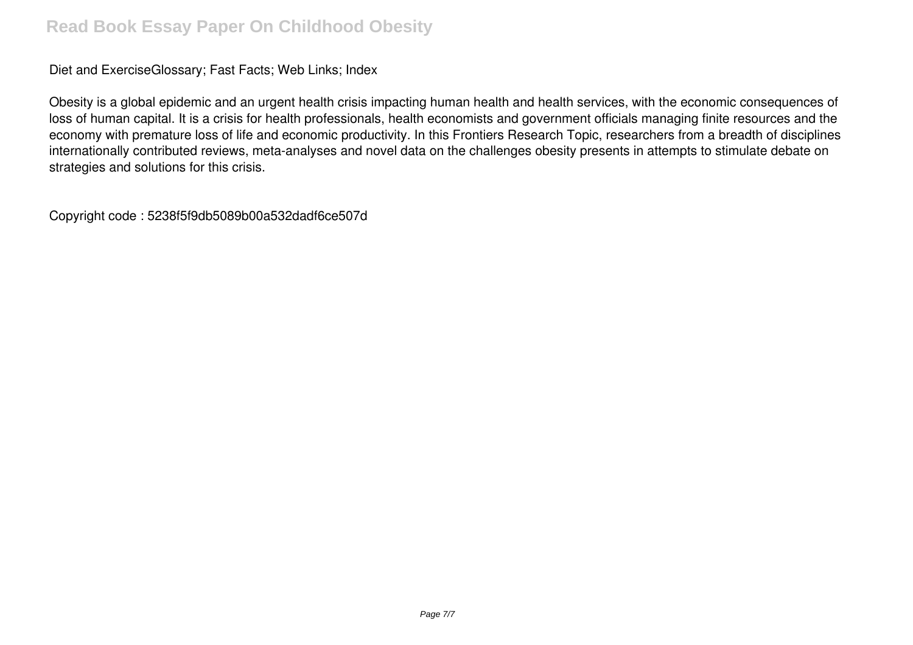Diet and ExerciseGlossary; Fast Facts; Web Links; Index

Obesity is a global epidemic and an urgent health crisis impacting human health and health services, with the economic consequences of loss of human capital. It is a crisis for health professionals, health economists and government officials managing finite resources and the economy with premature loss of life and economic productivity. In this Frontiers Research Topic, researchers from a breadth of disciplines internationally contributed reviews, meta-analyses and novel data on the challenges obesity presents in attempts to stimulate debate on strategies and solutions for this crisis.

Copyright code : 5238f5f9db5089b00a532dadf6ce507d